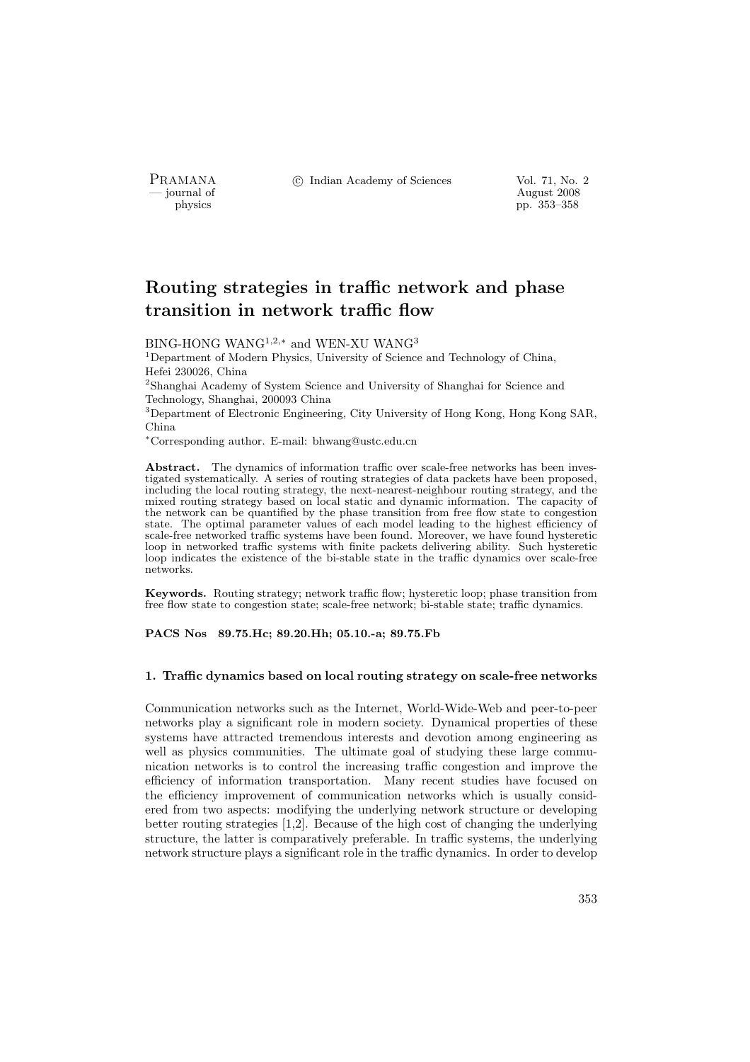# Routing strategies in traffic network and phase transition in network traffic flow

BING-HONG WANG[1,2,*] and WEN-XU WANG[3]

[1]Department of Modern Physics, University of Science and Technology of China, Hefei 230026, China

[2]Shanghai Academy of System Science and University of Shanghai for Science and Technology, Shanghai, 200093 China

[3]Department of Electronic Engineering, City University of Hong Kong, Hong Kong SAR, China

[*]Corresponding author. E-mail: bhwang@ustc.edu.cn

**Abstract.** The dynamics of information traffic over scale-free networks has been investigated systematically. A series of routing strategies of data packets have been proposed, including the local routing strategy, the next-nearest-neighbour routing strategy, and the mixed routing strategy based on local static and dynamic information. The capacity of the network can be quantified by the phase transition from free flow state to congestion state. The optimal parameter values of each model leading to the highest efficiency of scale-free networked traffic systems have been found. Moreover, we have found hysteretic loop in networked traffic systems with finite packets delivering ability. Such hysteretic loop indicates the existence of the bi-stable state in the traffic dynamics over scale-free networks.

**Keywords.** Routing strategy; network traffic flow; hysteretic loop; phase transition from free flow state to congestion state; scale-free network; bi-stable state; traffic dynamics.

**PACS Nos 89.75.Hc; 89.20.Hh; 05.10.-a; 89.75.Fb**

## 1. Traffic dynamics based on local routing strategy on scale-free networks

Communication networks such as the Internet, World-Wide-Web and peer-to-peer networks play a significant role in modern society. Dynamical properties of these systems have attracted tremendous interests and devotion among engineering as well as physics communities. The ultimate goal of studying these large communication networks is to control the increasing traffic congestion and improve the efficiency of information transportation. Many recent studies have focused on the efficiency improvement of communication networks which is usually considered from two aspects: modifying the underlying network structure or developing better routing strategies [1,2]. Because of the high cost of changing the underlying structure, the latter is comparatively preferable. In traffic systems, the underlying network structure plays a significant role in the traffic dynamics. In order to develop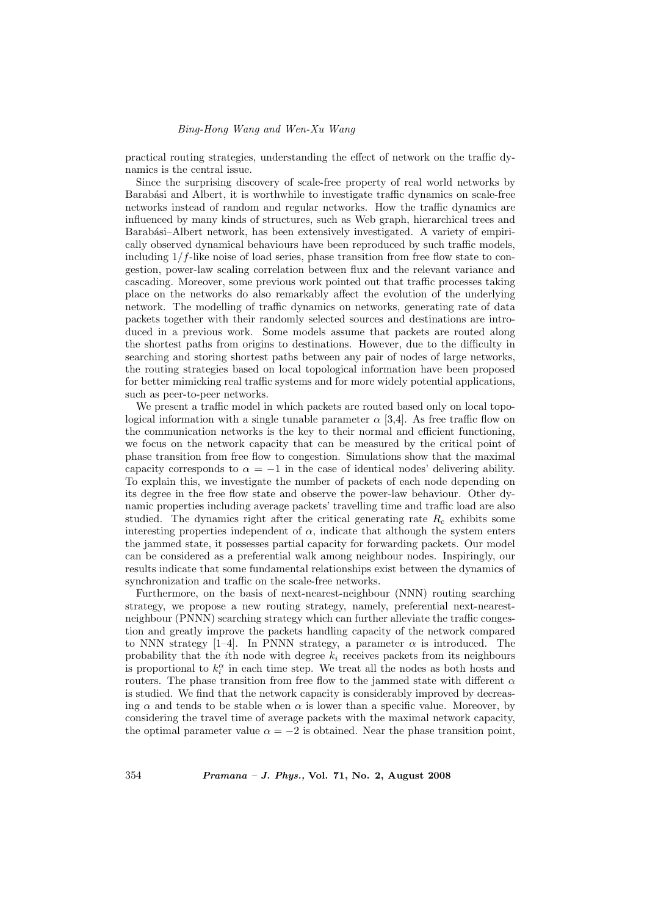practical routing strategies, understanding the effect of network on the traffic dynamics is the central issue.

Since the surprising discovery of scale-free property of real world networks by Barabási and Albert, it is worthwhile to investigate traffic dynamics on scale-free networks instead of random and regular networks. How the traffic dynamics are influenced by many kinds of structures, such as Web graph, hierarchical trees and Barabási–Albert network, has been extensively investigated. A variety of empirically observed dynamical behaviours have been reproduced by such traffic models, including $1/f$-like noise of load series, phase transition from free flow state to congestion, power-law scaling correlation between flux and the relevant variance and cascading. Moreover, some previous work pointed out that traffic processes taking place on the networks do also remarkably affect the evolution of the underlying network. The modelling of traffic dynamics on networks, generating rate of data packets together with their randomly selected sources and destinations are introduced in a previous work. Some models assume that packets are routed along the shortest paths from origins to destinations. However, due to the difficulty in searching and storing shortest paths between any pair of nodes of large networks, the routing strategies based on local topological information have been proposed for better mimicking real traffic systems and for more widely potential applications, such as peer-to-peer networks.

We present a traffic model in which packets are routed based only on local topological information with a single tunable parameter $\alpha$ [3,4]. As free traffic flow on the communication networks is the key to their normal and efficient functioning, we focus on the network capacity that can be measured by the critical point of phase transition from free flow to congestion. Simulations show that the maximal capacity corresponds to $\alpha = -1$ in the case of identical nodes' delivering ability. To explain this, we investigate the number of packets of each node depending on its degree in the free flow state and observe the power-law behaviour. Other dynamic properties including average packets' travelling time and traffic load are also studied. The dynamics right after the critical generating rate $R_c$ exhibits some interesting properties independent of $\alpha$, indicate that although the system enters the jammed state, it possesses partial capacity for forwarding packets. Our model can be considered as a preferential walk among neighbour nodes. Inspiringly, our results indicate that some fundamental relationships exist between the dynamics of synchronization and traffic on the scale-free networks.

Furthermore, on the basis of next-nearest-neighbour (NNN) routing searching strategy, we propose a new routing strategy, namely, preferential next-nearest-neighbour (PNNN) searching strategy which can further alleviate the traffic congestion and greatly improve the packets handling capacity of the network compared to NNN strategy [1–4]. In PNNN strategy, a parameter $\alpha$ is introduced. The probability that the $i$th node with degree $k_i$ receives packets from its neighbours is proportional to $k_i^{\alpha}$ in each time step. We treat all the nodes as both hosts and routers. The phase transition from free flow to the jammed state with different $\alpha$ is studied. We find that the network capacity is considerably improved by decreasing $\alpha$ and tends to be stable when $\alpha$ is lower than a specific value. Moreover, by considering the travel time of average packets with the maximal network capacity, the optimal parameter value $\alpha = -2$ is obtained. Near the phase transition point,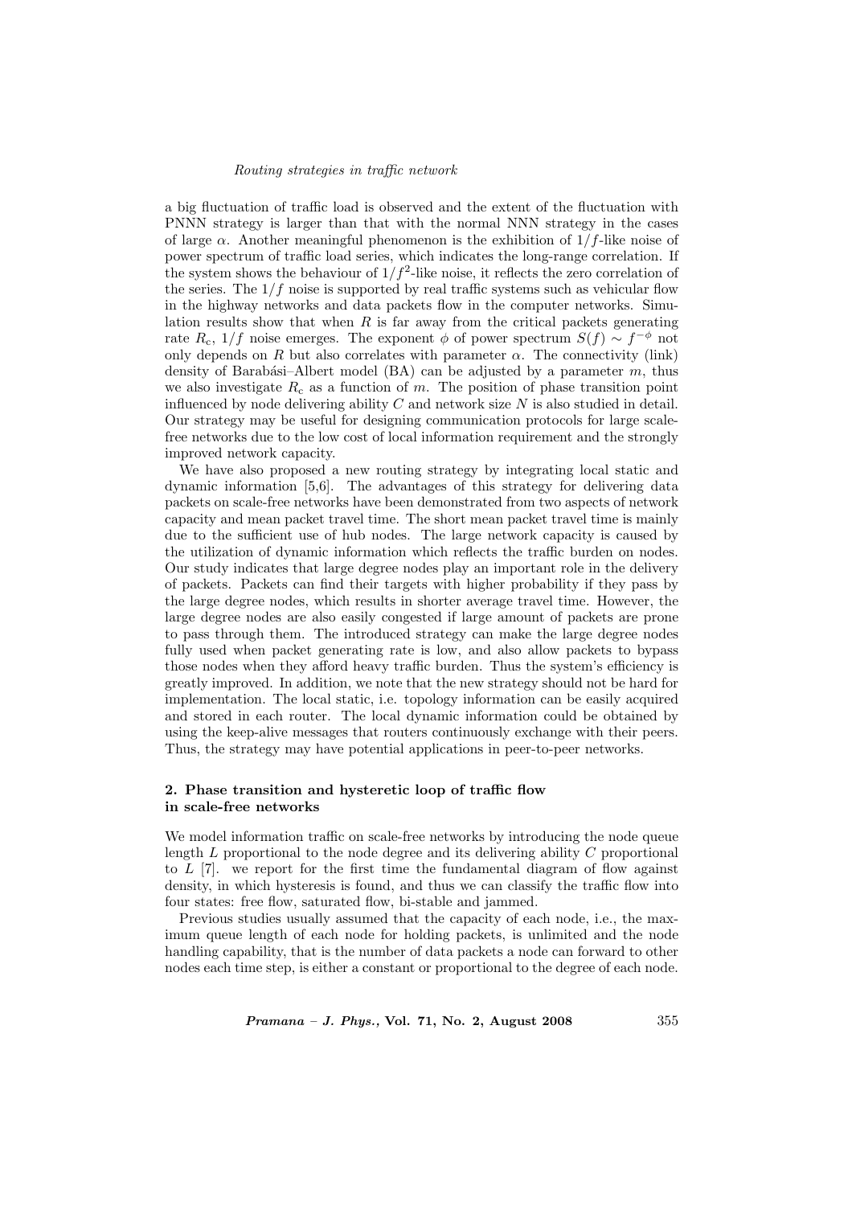a big fluctuation of traffic load is observed and the extent of the fluctuation with PNNN strategy is larger than that with the normal NNN strategy in the cases of large $\alpha$. Another meaningful phenomenon is the exhibition of $1/f$-like noise of power spectrum of traffic load series, which indicates the long-range correlation. If the system shows the behaviour of $1/f^2$-like noise, it reflects the zero correlation of the series. The $1/f$ noise is supported by real traffic systems such as vehicular flow in the highway networks and data packets flow in the computer networks. Simulation results show that when $R$ is far away from the critical packets generating rate $R_c$, $1/f$ noise emerges. The exponent $\phi$ of power spectrum $S(f) \sim f^{-\phi}$ not only depends on $R$ but also correlates with parameter $\alpha$. The connectivity (link) density of Barabási–Albert model (BA) can be adjusted by a parameter $m$, thus we also investigate $R_c$ as a function of $m$. The position of phase transition point influenced by node delivering ability $C$ and network size $N$ is also studied in detail. Our strategy may be useful for designing communication protocols for large scale-free networks due to the low cost of local information requirement and the strongly improved network capacity.

We have also proposed a new routing strategy by integrating local static and dynamic information [5,6]. The advantages of this strategy for delivering data packets on scale-free networks have been demonstrated from two aspects of network capacity and mean packet travel time. The short mean packet travel time is mainly due to the sufficient use of hub nodes. The large network capacity is caused by the utilization of dynamic information which reflects the traffic burden on nodes. Our study indicates that large degree nodes play an important role in the delivery of packets. Packets can find their targets with higher probability if they pass by the large degree nodes, which results in shorter average travel time. However, the large degree nodes are also easily congested if large amount of packets are prone to pass through them. The introduced strategy can make the large degree nodes fully used when packet generating rate is low, and also allow packets to bypass those nodes when they afford heavy traffic burden. Thus the system's efficiency is greatly improved. In addition, we note that the new strategy should not be hard for implementation. The local static, i.e. topology information can be easily acquired and stored in each router. The local dynamic information could be obtained by using the keep-alive messages that routers continuously exchange with their peers. Thus, the strategy may have potential applications in peer-to-peer networks.

## 2. Phase transition and hysteretic loop of traffic flow in scale-free networks

We model information traffic on scale-free networks by introducing the node queue length $L$ proportional to the node degree and its delivering ability $C$ proportional to $L$ [7]. we report for the first time the fundamental diagram of flow against density, in which hysteresis is found, and thus we can classify the traffic flow into four states: free flow, saturated flow, bi-stable and jammed.

Previous studies usually assumed that the capacity of each node, i.e., the maximum queue length of each node for holding packets, is unlimited and the node handling capability, that is the number of data packets a node can forward to other nodes each time step, is either a constant or proportional to the degree of each node.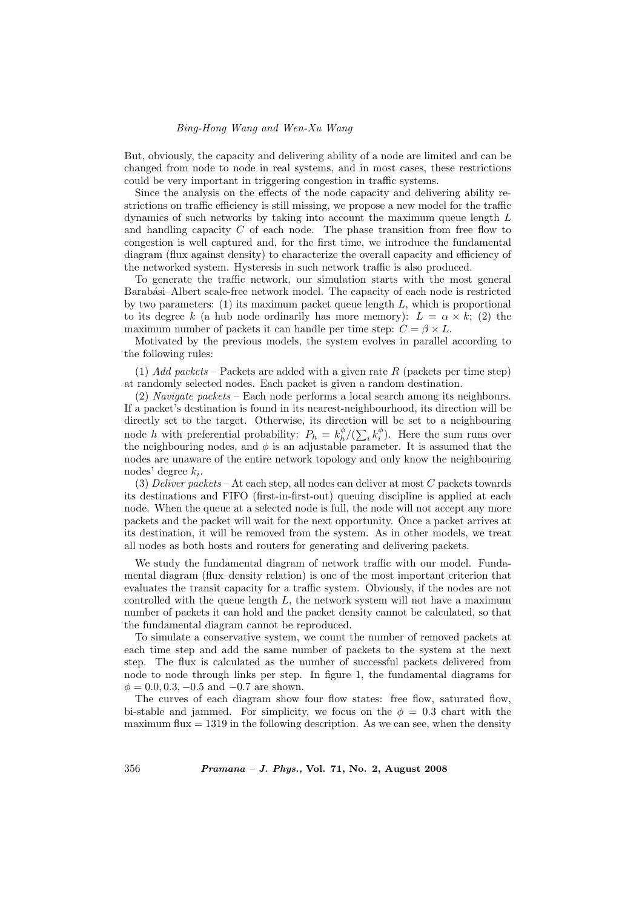But, obviously, the capacity and delivering ability of a node are limited and can be changed from node to node in real systems, and in most cases, these restrictions could be very important in triggering congestion in traffic systems.

Since the analysis on the effects of the node capacity and delivering ability restrictions on traffic efficiency is still missing, we propose a new model for the traffic dynamics of such networks by taking into account the maximum queue length $L$ and handling capacity $C$ of each node. The phase transition from free flow to congestion is well captured and, for the first time, we introduce the fundamental diagram (flux against density) to characterize the overall capacity and efficiency of the networked system. Hysteresis in such network traffic is also produced.

To generate the traffic network, our simulation starts with the most general Barabási–Albert scale-free network model. The capacity of each node is restricted by two parameters: (1) its maximum packet queue length $L$, which is proportional to its degree $k$ (a hub node ordinarily has more memory): $L = \alpha \times k$; (2) the maximum number of packets it can handle per time step: $C = \beta \times L$.

Motivated by the previous models, the system evolves in parallel according to the following rules:

(1) *Add packets* – Packets are added with a given rate $R$ (packets per time step) at randomly selected nodes. Each packet is given a random destination.

(2) *Navigate packets* – Each node performs a local search among its neighbours. If a packet's destination is found in its nearest-neighbourhood, its direction will be directly set to the target. Otherwise, its direction will be set to a neighbouring node $h$ with preferential probability: $P_h = k_h^{\phi}/(\sum_i k_i^{\phi})$. Here the sum runs over the neighbouring nodes, and $\phi$ is an adjustable parameter. It is assumed that the nodes are unaware of the entire network topology and only know the neighbouring nodes' degree $k_i$.

(3) *Deliver packets* – At each step, all nodes can deliver at most $C$ packets towards its destinations and FIFO (first-in-first-out) queuing discipline is applied at each node. When the queue at a selected node is full, the node will not accept any more packets and the packet will wait for the next opportunity. Once a packet arrives at its destination, it will be removed from the system. As in other models, we treat all nodes as both hosts and routers for generating and delivering packets.

We study the fundamental diagram of network traffic with our model. Fundamental diagram (flux–density relation) is one of the most important criterion that evaluates the transit capacity for a traffic system. Obviously, if the nodes are not controlled with the queue length $L$, the network system will not have a maximum number of packets it can hold and the packet density cannot be calculated, so that the fundamental diagram cannot be reproduced.

To simulate a conservative system, we count the number of removed packets at each time step and add the same number of packets to the system at the next step. The flux is calculated as the number of successful packets delivered from node to node through links per step. In figure 1, the fundamental diagrams for $\phi = 0.0, 0.3, -0.5$ and $-0.7$ are shown.

The curves of each diagram show four flow states: free flow, saturated flow, bi-stable and jammed. For simplicity, we focus on the $\phi = 0.3$ chart with the maximum flux $= 1319$ in the following description. As we can see, when the density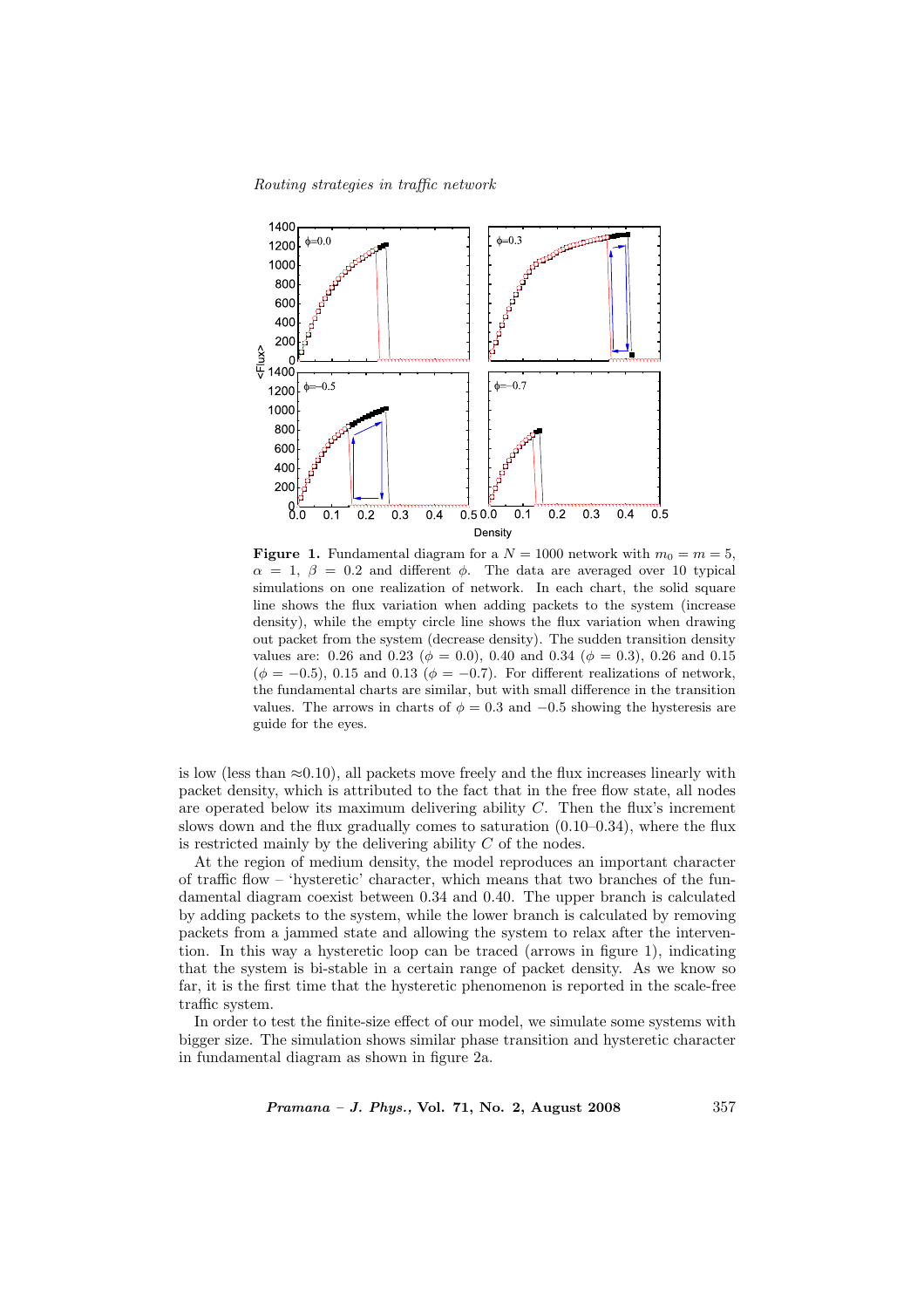**Figure 1.** Fundamental diagram for a $N = 1000$ network with $m_0 = m = 5$, $\alpha = 1$, $\beta = 0.2$ and different $\phi$. The data are averaged over 10 typical simulations on one realization of network. In each chart, the solid square line shows the flux variation when adding packets to the system (increase density), while the empty circle line shows the flux variation when drawing out packet from the system (decrease density). The sudden transition density values are: 0.26 and 0.23 ($\phi = 0.0$), 0.40 and 0.34 ($\phi = 0.3$), 0.26 and 0.15 ($\phi = -0.5$), 0.15 and 0.13 ($\phi = -0.7$). For different realizations of network, the fundamental charts are similar, but with small difference in the transition values. The arrows in charts of $\phi = 0.3$ and $-0.5$ showing the hysteresis are guide for the eyes.

is low (less than ≈0.10), all packets move freely and the flux increases linearly with packet density, which is attributed to the fact that in the free flow state, all nodes are operated below its maximum delivering ability $C$. Then the flux's increment slows down and the flux gradually comes to saturation (0.10–0.34), where the flux is restricted mainly by the delivering ability $C$ of the nodes.

At the region of medium density, the model reproduces an important character of traffic flow – 'hysteretic' character, which means that two branches of the fundamental diagram coexist between 0.34 and 0.40. The upper branch is calculated by adding packets to the system, while the lower branch is calculated by removing packets from a jammed state and allowing the system to relax after the intervention. In this way a hysteretic loop can be traced (arrows in figure 1), indicating that the system is bi-stable in a certain range of packet density. As we know so far, it is the first time that the hysteretic phenomenon is reported in the scale-free traffic system.

In order to test the finite-size effect of our model, we simulate some systems with bigger size. The simulation shows similar phase transition and hysteretic character in fundamental diagram as shown in figure 2a.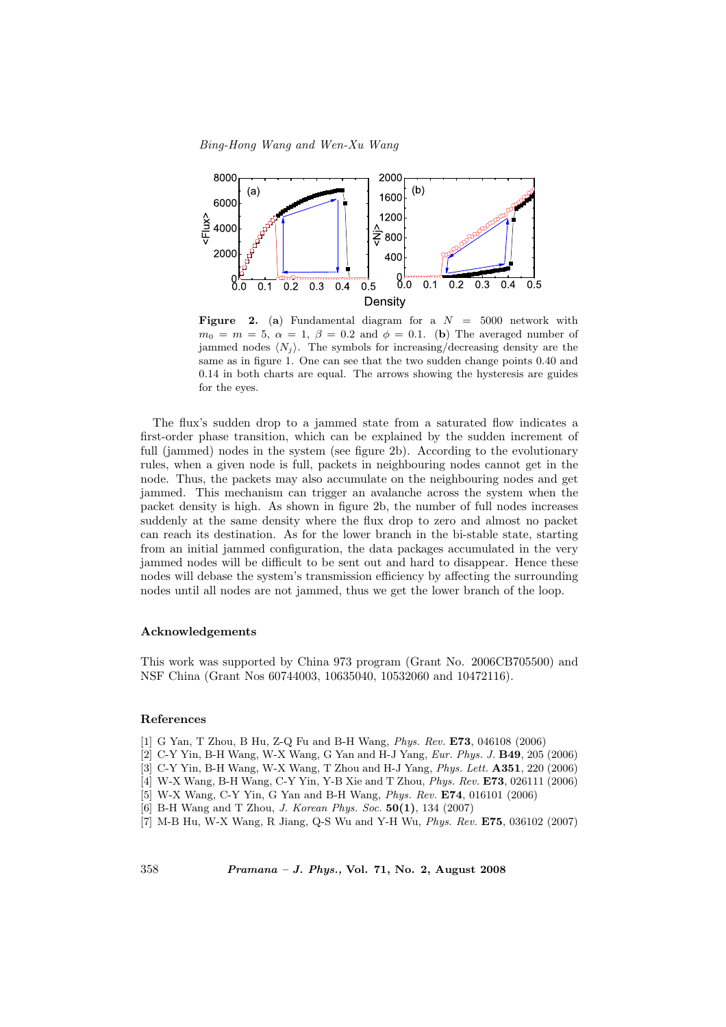(a)

8000
6000
4000
2000
0

<Flux>

0.0 0.1 0.2 0.3 0.4 0.5

(b)

2000
1600
1200
800
400
0

<Nj>

0.0 0.1 0.2 0.3 0.4 0.5

Density

**Figure 2.** (**a**) Fundamental diagram for a $N = 5000$ network with $m_0 = m = 5$, $\alpha = 1$, $\beta = 0.2$ and $\phi = 0.1$. (**b**) The averaged number of jammed nodes $\langle N_j \rangle$. The symbols for increasing/decreasing density are the same as in figure 1. One can see that the two sudden change points 0.40 and 0.14 in both charts are equal. The arrows showing the hysteresis are guides for the eyes.

The flux's sudden drop to a jammed state from a saturated flow indicates a first-order phase transition, which can be explained by the sudden increment of full (jammed) nodes in the system (see figure 2b). According to the evolutionary rules, when a given node is full, packets in neighbouring nodes cannot get in the node. Thus, the packets may also accumulate on the neighbouring nodes and get jammed. This mechanism can trigger an avalanche across the system when the packet density is high. As shown in figure 2b, the number of full nodes increases suddenly at the same density where the flux drop to zero and almost no packet can reach its destination. As for the lower branch in the bi-stable state, starting from an initial jammed configuration, the data packages accumulated in the very jammed nodes will be difficult to be sent out and hard to disappear. Hence these nodes will debase the system's transmission efficiency by affecting the surrounding nodes until all nodes are not jammed, thus we get the lower branch of the loop.

## Acknowledgements

This work was supported by China 973 program (Grant No. 2006CB705500) and NSF China (Grant Nos 60744003, 10635040, 10532060 and 10472116).

## References

[1] G Yan, T Zhou, B Hu, Z-Q Fu and B-H Wang, *Phys. Rev.* **E73**, 046108 (2006)
[2] C-Y Yin, B-H Wang, W-X Wang, G Yan and H-J Yang, *Eur. Phys. J.* **B49**, 205 (2006)
[3] C-Y Yin, B-H Wang, W-X Wang, T Zhou and H-J Yang, *Phys. Lett.* **A351**, 220 (2006)
[4] W-X Wang, B-H Wang, C-Y Yin, Y-B Xie and T Zhou, *Phys. Rev.* **E73**, 026111 (2006)
[5] W-X Wang, C-Y Yin, G Yan and B-H Wang, *Phys. Rev.* **E74**, 016101 (2006)
[6] B-H Wang and T Zhou, *J. Korean Phys. Soc.* **50(1)**, 134 (2007)
[7] M-B Hu, W-X Wang, R Jiang, Q-S Wu and Y-H Wu, *Phys. Rev.* **E75**, 036102 (2007)